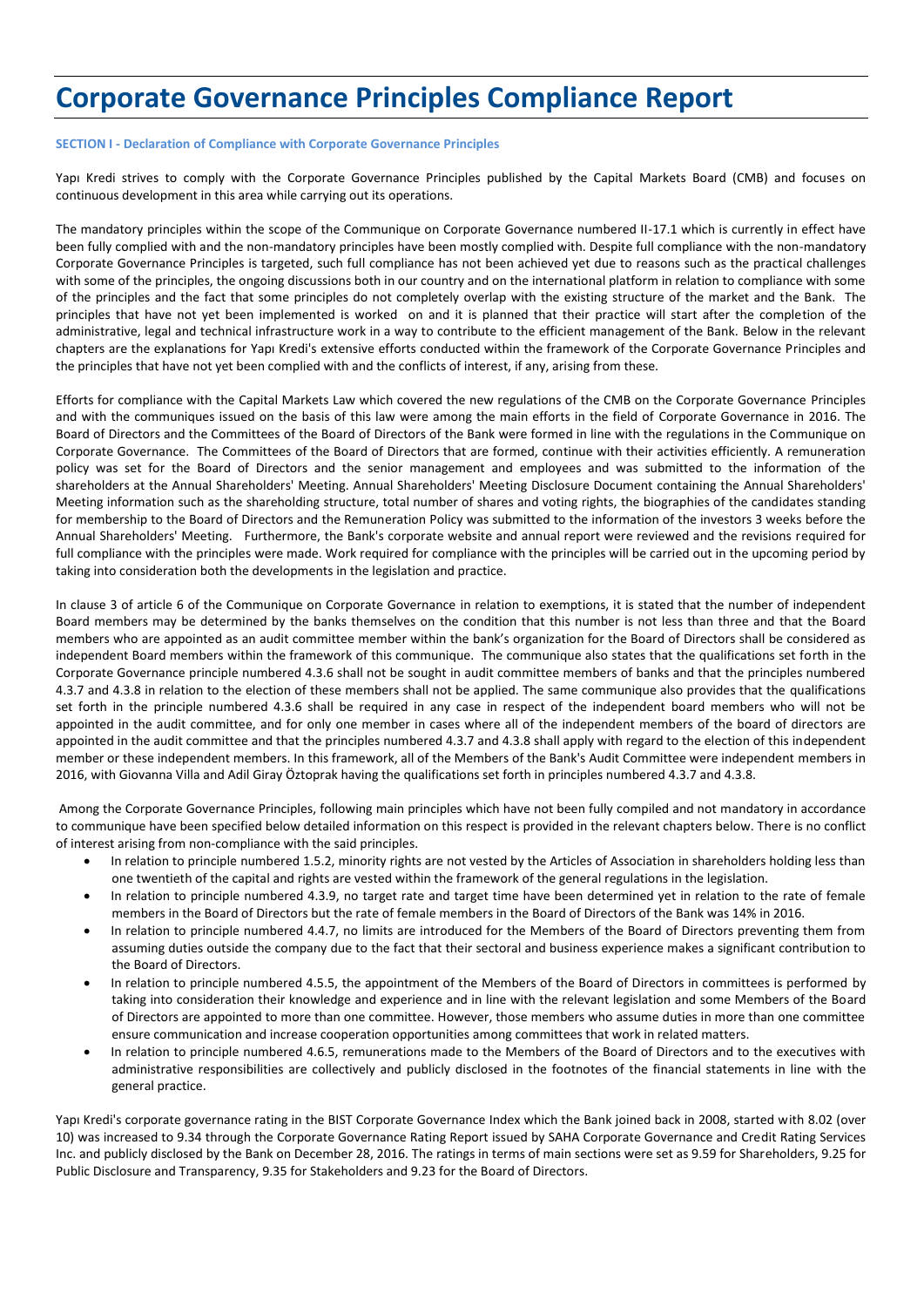# Corporate Governance Principles Compliance Report

**SECTION I - Declaration of Compliance with Corporate Governance Principles**

Yapı Kredi strives to comply with the Corporate Governance Principles published by the Capital Markets Board (CMB) and focuses on continuous development in this area while carrying out its operations.

The mandatory principles within the scope of the Communique on Corporate Governance numbered II-17.1 which is currently in effect have been fully complied with and the non-mandatory principles have been mostly complied with. Despite full compliance with the non-mandatory Corporate Governance Principles is targeted, such full compliance has not been achieved yet due to reasons such as the practical challenges with some of the principles, the ongoing discussions both in our country and on the international platform in relation to compliance with some of the principles and the fact that some principles do not completely overlap with the existing structure of the market and the Bank. The principles that have not yet been implemented is worked on and it is planned that their practice will start after the completion of the administrative, legal and technical infrastructure work in a way to contribute to the efficient management of the Bank. Below in the relevant chapters are the explanations for Yapı Kredi's extensive efforts conducted within the framework of the Corporate Governance Principles and the principles that have not yet been complied with and the conflicts of interest, if any, arising from these.

Efforts for compliance with the Capital Markets Law which covered the new regulations of the CMB on the Corporate Governance Principles and with the communiques issued on the basis of this law were among the main efforts in the field of Corporate Governance in 2016. The Board of Directors and the Committees of the Board of Directors of the Bank were formed in line with the regulations in the Communique on Corporate Governance. The Committees of the Board of Directors that are formed, continue with their activities efficiently. A remuneration policy was set for the Board of Directors and the senior management and employees and was submitted to the information of the shareholders at the Annual Shareholders' Meeting. Annual Shareholders' Meeting Disclosure Document containing the Annual Shareholders' Meeting information such as the shareholding structure, total number of shares and voting rights, the biographies of the candidates standing for membership to the Board of Directors and the Remuneration Policy was submitted to the information of the investors 3 weeks before the Annual Shareholders' Meeting. Furthermore, the Bank's corporate website and annual report were reviewed and the revisions required for full compliance with the principles were made. Work required for compliance with the principles will be carried out in the upcoming period by taking into consideration both the developments in the legislation and practice.

In clause 3 of article 6 of the Communique on Corporate Governance in relation to exemptions, it is stated that the number of independent Board members may be determined by the banks themselves on the condition that this number is not less than three and that the Board members who are appointed as an audit committee member within the bank's organization for the Board of Directors shall be considered as independent Board members within the framework of this communique. The communique also states that the qualifications set forth in the Corporate Governance principle numbered 4.3.6 shall not be sought in audit committee members of banks and that the principles numbered 4.3.7 and 4.3.8 in relation to the election of these members shall not be applied. The same communique also provides that the qualifications set forth in the principle numbered 4.3.6 shall be required in any case in respect of the independent board members who will not be appointed in the audit committee, and for only one member in cases where all of the independent members of the board of directors are appointed in the audit committee and that the principles numbered 4.3.7 and 4.3.8 shall apply with regard to the election of this independent member or these independent members. In this framework, all of the Members of the Bank's Audit Committee were independent members in 2016, with Giovanna Villa and Adil Giray Öztoprak having the qualifications set forth in principles numbered 4.3.7 and 4.3.8.

Among the Corporate Governance Principles, following main principles which have not been fully compiled and not mandatory in accordance to communique have been specified below detailed information on this respect is provided in the relevant chapters below. There is no conflict of interest arising from non-compliance with the said principles.

- In relation to principle numbered 1.5.2, minority rights are not vested by the Articles of Association in shareholders holding less than one twentieth of the capital and rights are vested within the framework of the general regulations in the legislation.
- In relation to principle numbered 4.3.9, no target rate and target time have been determined yet in relation to the rate of female members in the Board of Directors but the rate of female members in the Board of Directors of the Bank was 14% in 2016.
- In relation to principle numbered 4.4.7, no limits are introduced for the Members of the Board of Directors preventing them from assuming duties outside the company due to the fact that their sectoral and business experience makes a significant contribution to the Board of Directors.
- In relation to principle numbered 4.5.5, the appointment of the Members of the Board of Directors in committees is performed by taking into consideration their knowledge and experience and in line with the relevant legislation and some Members of the Board of Directors are appointed to more than one committee. However, those members who assume duties in more than one committee ensure communication and increase cooperation opportunities among committees that work in related matters.
- In relation to principle numbered 4.6.5, remunerations made to the Members of the Board of Directors and to the executives with administrative responsibilities are collectively and publicly disclosed in the footnotes of the financial statements in line with the general practice.

Yapı Kredi's corporate governance rating in the BIST Corporate Governance Index which the Bank joined back in 2008, started with 8.02 (over 10) was increased to 9.34 through the Corporate Governance Rating Report issued by SAHA Corporate Governance and Credit Rating Services Inc. and publicly disclosed by the Bank on December 28, 2016. The ratings in terms of main sections were set as 9.59 for Shareholders, 9.25 for Public Disclosure and Transparency, 9.35 for Stakeholders and 9.23 for the Board of Directors.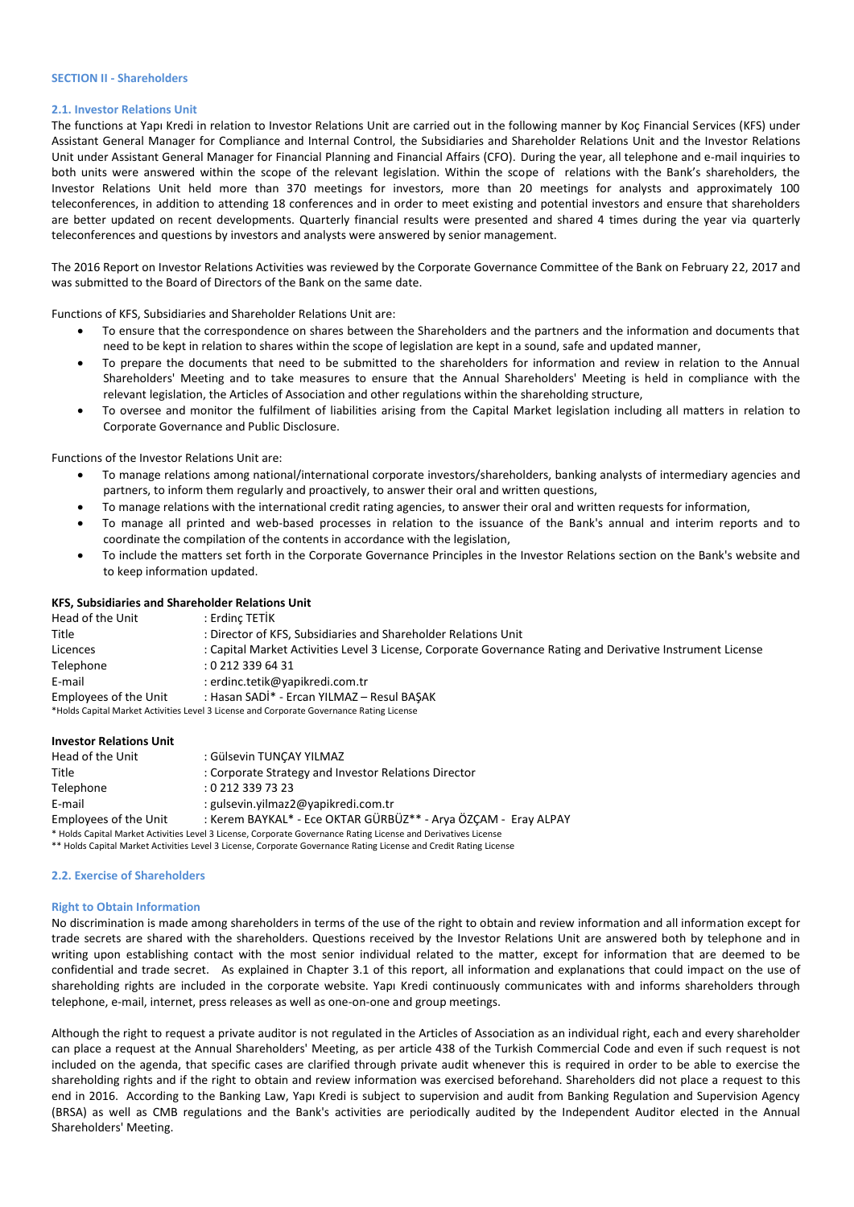## SECTION II - Shareholders

### 2.1. Investor Relations Unit

The functions at Yapı Kredi in relation to Investor Relations Unit are carried out in the following manner by Koç Financial Services (KFS) under Assistant General Manager for Compliance and Internal Control, the Subsidiaries and Shareholder Relations Unit and the Investor Relations Unit under Assistant General Manager for Financial Planning and Financial Affairs (CFO). During the year, all telephone and e-mail inquiries to both units were answered within the scope of the relevant legislation. Within the scope of relations with the Bank's shareholders, the Investor Relations Unit held more than 370 meetings for investors, more than 20 meetings for analysts and approximately 100 teleconferences, in addition to attending 18 conferences and in order to meet existing and potential investors and ensure that shareholders are better updated on recent developments. Quarterly financial results were presented and shared 4 times during the year via quarterly teleconferences and questions by investors and analysts were answered by senior management.

The 2016 Report on Investor Relations Activities was reviewed by the Corporate Governance Committee of the Bank on February 22, 2017 and was submitted to the Board of Directors of the Bank on the same date.

Functions of KFS, Subsidiaries and Shareholder Relations Unit are:

- To ensure that the correspondence on shares between the Shareholders and the partners and the information and documents that need to be kept in relation to shares within the scope of legislation are kept in a sound, safe and updated manner,
- To prepare the documents that need to be submitted to the shareholders for information and review in relation to the Annual Shareholders' Meeting and to take measures to ensure that the Annual Shareholders' Meeting is held in compliance with the relevant legislation, the Articles of Association and other regulations within the shareholding structure,
- To oversee and monitor the fulfilment of liabilities arising from the Capital Market legislation including all matters in relation to Corporate Governance and Public Disclosure.

Functions of the Investor Relations Unit are:

- To manage relations among national/international corporate investors/shareholders, banking analysts of intermediary agencies and partners, to inform them regularly and proactively, to answer their oral and written questions,
- To manage relations with the international credit rating agencies, to answer their oral and written requests for information,
- To manage all printed and web-based processes in relation to the issuance of the Bank's annual and interim reports and to coordinate the compilation of the contents in accordance with the legislation,
- To include the matters set forth in the Corporate Governance Principles in the Investor Relations section on the Bank's website and to keep information updated.

**KFS, Subsidiaries and Shareholder Relations Unit**

| | |
|---|---|
| Head of the Unit | : Erdinç TETİK |
| Title | : Director of KFS, Subsidiaries and Shareholder Relations Unit |
| Licences | : Capital Market Activities Level 3 License, Corporate Governance Rating and Derivative Instrument License |
| Telephone | : 0 212 339 64 31 |
| E-mail | : erdinc.tetik@yapikredi.com.tr |
| Employees of the Unit | : Hasan SADİ* - Ercan YILMAZ – Resul BAŞAK |

*Holds Capital Market Activities Level 3 License and Corporate Governance Rating License

**Investor Relations Unit**

| | |
|---|---|
| Head of the Unit | : Gülsevin TUNÇAY YILMAZ |
| Title | : Corporate Strategy and Investor Relations Director |
| Telephone | : 0 212 339 73 23 |
| E-mail | : gulsevin.yilmaz2@yapikredi.com.tr |
| Employees of the Unit | : Kerem BAYKAL* - Ece OKTAR GÜRBÜZ** - Arya ÖZÇAM - Eray ALPAY |

* Holds Capital Market Activities Level 3 License, Corporate Governance Rating License and Derivatives License

** Holds Capital Market Activities Level 3 License, Corporate Governance Rating License and Credit Rating License

### 2.2. Exercise of Shareholders

#### Right to Obtain Information

No discrimination is made among shareholders in terms of the use of the right to obtain and review information and all information except for trade secrets are shared with the shareholders. Questions received by the Investor Relations Unit are answered both by telephone and in writing upon establishing contact with the most senior individual related to the matter, except for information that are deemed to be confidential and trade secret. As explained in Chapter 3.1 of this report, all information and explanations that could impact on the use of shareholding rights are included in the corporate website. Yapı Kredi continuously communicates with and informs shareholders through telephone, e-mail, internet, press releases as well as one-on-one and group meetings.

Although the right to request a private auditor is not regulated in the Articles of Association as an individual right, each and every shareholder can place a request at the Annual Shareholders' Meeting, as per article 438 of the Turkish Commercial Code and even if such request is not included on the agenda, that specific cases are clarified through private audit whenever this is required in order to be able to exercise the shareholding rights and if the right to obtain and review information was exercised beforehand. Shareholders did not place a request to this end in 2016. According to the Banking Law, Yapı Kredi is subject to supervision and audit from Banking Regulation and Supervision Agency (BRSA) as well as CMB regulations and the Bank's activities are periodically audited by the Independent Auditor elected in the Annual Shareholders' Meeting.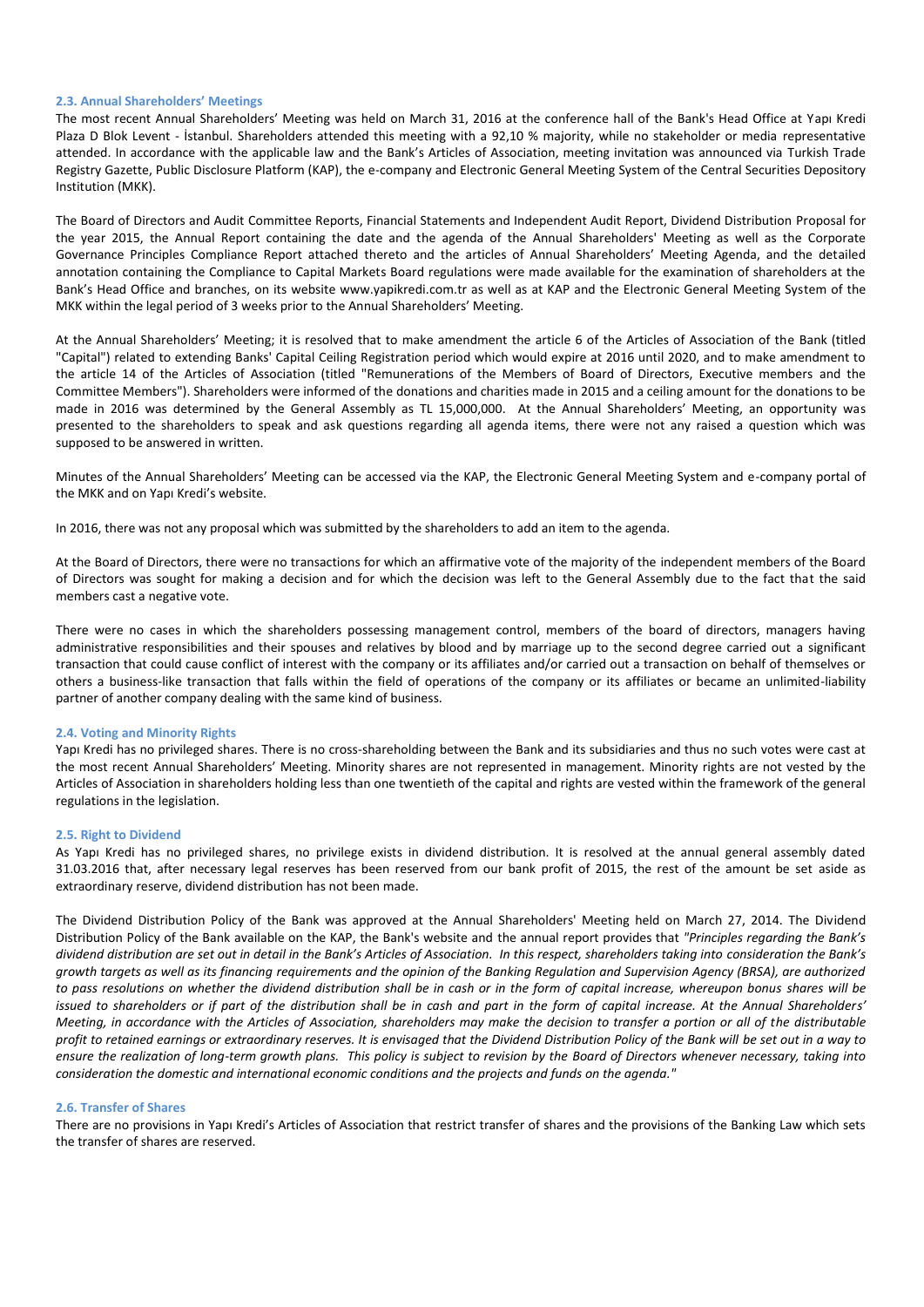### 2.3. Annual Shareholders' Meetings

The most recent Annual Shareholders' Meeting was held on March 31, 2016 at the conference hall of the Bank's Head Office at Yapı Kredi Plaza D Blok Levent - İstanbul. Shareholders attended this meeting with a 92,10 % majority, while no stakeholder or media representative attended. In accordance with the applicable law and the Bank's Articles of Association, meeting invitation was announced via Turkish Trade Registry Gazette, Public Disclosure Platform (KAP), the e-company and Electronic General Meeting System of the Central Securities Depository Institution (MKK).

The Board of Directors and Audit Committee Reports, Financial Statements and Independent Audit Report, Dividend Distribution Proposal for the year 2015, the Annual Report containing the date and the agenda of the Annual Shareholders' Meeting as well as the Corporate Governance Principles Compliance Report attached thereto and the articles of Annual Shareholders' Meeting Agenda, and the detailed annotation containing the Compliance to Capital Markets Board regulations were made available for the examination of shareholders at the Bank's Head Office and branches, on its website www.yapikredi.com.tr as well as at KAP and the Electronic General Meeting System of the MKK within the legal period of 3 weeks prior to the Annual Shareholders' Meeting.

At the Annual Shareholders' Meeting; it is resolved that to make amendment the article 6 of the Articles of Association of the Bank (titled "Capital") related to extending Banks' Capital Ceiling Registration period which would expire at 2016 until 2020, and to make amendment to the article 14 of the Articles of Association (titled "Remunerations of the Members of Board of Directors, Executive members and the Committee Members"). Shareholders were informed of the donations and charities made in 2015 and a ceiling amount for the donations to be made in 2016 was determined by the General Assembly as TL 15,000,000. At the Annual Shareholders' Meeting, an opportunity was presented to the shareholders to speak and ask questions regarding all agenda items, there were not any raised a question which was supposed to be answered in written.

Minutes of the Annual Shareholders' Meeting can be accessed via the KAP, the Electronic General Meeting System and e-company portal of the MKK and on Yapı Kredi's website.

In 2016, there was not any proposal which was submitted by the shareholders to add an item to the agenda.

At the Board of Directors, there were no transactions for which an affirmative vote of the majority of the independent members of the Board of Directors was sought for making a decision and for which the decision was left to the General Assembly due to the fact that the said members cast a negative vote.

There were no cases in which the shareholders possessing management control, members of the board of directors, managers having administrative responsibilities and their spouses and relatives by blood and by marriage up to the second degree carried out a significant transaction that could cause conflict of interest with the company or its affiliates and/or carried out a transaction on behalf of themselves or others a business-like transaction that falls within the field of operations of the company or its affiliates or became an unlimited-liability partner of another company dealing with the same kind of business.

### 2.4. Voting and Minority Rights

Yapı Kredi has no privileged shares. There is no cross-shareholding between the Bank and its subsidiaries and thus no such votes were cast at the most recent Annual Shareholders' Meeting. Minority shares are not represented in management. Minority rights are not vested by the Articles of Association in shareholders holding less than one twentieth of the capital and rights are vested within the framework of the general regulations in the legislation.

### 2.5. Right to Dividend

As Yapı Kredi has no privileged shares, no privilege exists in dividend distribution. It is resolved at the annual general assembly dated 31.03.2016 that, after necessary legal reserves has been reserved from our bank profit of 2015, the rest of the amount be set aside as extraordinary reserve, dividend distribution has not been made.

The Dividend Distribution Policy of the Bank was approved at the Annual Shareholders' Meeting held on March 27, 2014. The Dividend Distribution Policy of the Bank available on the KAP, the Bank's website and the annual report provides that *"Principles regarding the Bank's dividend distribution are set out in detail in the Bank's Articles of Association. In this respect, shareholders taking into consideration the Bank's growth targets as well as its financing requirements and the opinion of the Banking Regulation and Supervision Agency (BRSA), are authorized to pass resolutions on whether the dividend distribution shall be in cash or in the form of capital increase, whereupon bonus shares will be issued to shareholders or if part of the distribution shall be in cash and part in the form of capital increase. At the Annual Shareholders' Meeting, in accordance with the Articles of Association, shareholders may make the decision to transfer a portion or all of the distributable profit to retained earnings or extraordinary reserves. It is envisaged that the Dividend Distribution Policy of the Bank will be set out in a way to ensure the realization of long-term growth plans. This policy is subject to revision by the Board of Directors whenever necessary, taking into consideration the domestic and international economic conditions and the projects and funds on the agenda."*

### 2.6. Transfer of Shares

There are no provisions in Yapı Kredi's Articles of Association that restrict transfer of shares and the provisions of the Banking Law which sets the transfer of shares are reserved.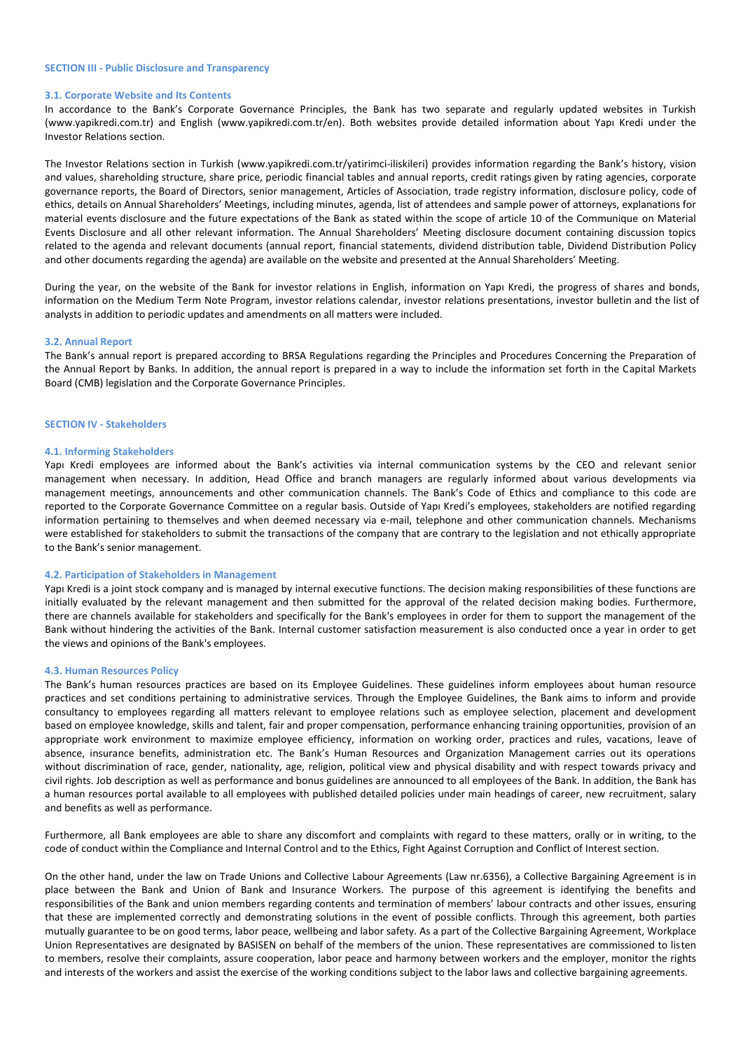## SECTION III - Public Disclosure and Transparency

### 3.1. Corporate Website and Its Contents

In accordance to the Bank's Corporate Governance Principles, the Bank has two separate and regularly updated websites in Turkish (www.yapikredi.com.tr) and English (www.yapikredi.com.tr/en). Both websites provide detailed information about Yapı Kredi under the Investor Relations section.

The Investor Relations section in Turkish (www.yapikredi.com.tr/yatirimci-iliskileri) provides information regarding the Bank's history, vision and values, shareholding structure, share price, periodic financial tables and annual reports, credit ratings given by rating agencies, corporate governance reports, the Board of Directors, senior management, Articles of Association, trade registry information, disclosure policy, code of ethics, details on Annual Shareholders' Meetings, including minutes, agenda, list of attendees and sample power of attorneys, explanations for material events disclosure and the future expectations of the Bank as stated within the scope of article 10 of the Communique on Material Events Disclosure and all other relevant information. The Annual Shareholders' Meeting disclosure document containing discussion topics related to the agenda and relevant documents (annual report, financial statements, dividend distribution table, Dividend Distribution Policy and other documents regarding the agenda) are available on the website and presented at the Annual Shareholders' Meeting.

During the year, on the website of the Bank for investor relations in English, information on Yapı Kredi, the progress of shares and bonds, information on the Medium Term Note Program, investor relations calendar, investor relations presentations, investor bulletin and the list of analysts in addition to periodic updates and amendments on all matters were included.

### 3.2. Annual Report

The Bank's annual report is prepared according to BRSA Regulations regarding the Principles and Procedures Concerning the Preparation of the Annual Report by Banks. In addition, the annual report is prepared in a way to include the information set forth in the Capital Markets Board (CMB) legislation and the Corporate Governance Principles.

## SECTION IV - Stakeholders

### 4.1. Informing Stakeholders

Yapı Kredi employees are informed about the Bank's activities via internal communication systems by the CEO and relevant senior management when necessary. In addition, Head Office and branch managers are regularly informed about various developments via management meetings, announcements and other communication channels. The Bank's Code of Ethics and compliance to this code are reported to the Corporate Governance Committee on a regular basis. Outside of Yapı Kredi's employees, stakeholders are notified regarding information pertaining to themselves and when deemed necessary via e-mail, telephone and other communication channels. Mechanisms were established for stakeholders to submit the transactions of the company that are contrary to the legislation and not ethically appropriate to the Bank's senior management.

### 4.2. Participation of Stakeholders in Management

Yapı Kredi is a joint stock company and is managed by internal executive functions. The decision making responsibilities of these functions are initially evaluated by the relevant management and then submitted for the approval of the related decision making bodies. Furthermore, there are channels available for stakeholders and specifically for the Bank's employees in order for them to support the management of the Bank without hindering the activities of the Bank. Internal customer satisfaction measurement is also conducted once a year in order to get the views and opinions of the Bank's employees.

### 4.3. Human Resources Policy

The Bank's human resources practices are based on its Employee Guidelines. These guidelines inform employees about human resource practices and set conditions pertaining to administrative services. Through the Employee Guidelines, the Bank aims to inform and provide consultancy to employees regarding all matters relevant to employee relations such as employee selection, placement and development based on employee knowledge, skills and talent, fair and proper compensation, performance enhancing training opportunities, provision of an appropriate work environment to maximize employee efficiency, information on working order, practices and rules, vacations, leave of absence, insurance benefits, administration etc. The Bank's Human Resources and Organization Management carries out its operations without discrimination of race, gender, nationality, age, religion, political view and physical disability and with respect towards privacy and civil rights. Job description as well as performance and bonus guidelines are announced to all employees of the Bank. In addition, the Bank has a human resources portal available to all employees with published detailed policies under main headings of career, new recruitment, salary and benefits as well as performance.

Furthermore, all Bank employees are able to share any discomfort and complaints with regard to these matters, orally or in writing, to the code of conduct within the Compliance and Internal Control and to the Ethics, Fight Against Corruption and Conflict of Interest section.

On the other hand, under the law on Trade Unions and Collective Labour Agreements (Law nr.6356), a Collective Bargaining Agreement is in place between the Bank and Union of Bank and Insurance Workers. The purpose of this agreement is identifying the benefits and responsibilities of the Bank and union members regarding contents and termination of members' labour contracts and other issues, ensuring that these are implemented correctly and demonstrating solutions in the event of possible conflicts. Through this agreement, both parties mutually guarantee to be on good terms, labor peace, wellbeing and labor safety. As a part of the Collective Bargaining Agreement, Workplace Union Representatives are designated by BASISEN on behalf of the members of the union. These representatives are commissioned to listen to members, resolve their complaints, assure cooperation, labor peace and harmony between workers and the employer, monitor the rights and interests of the workers and assist the exercise of the working conditions subject to the labor laws and collective bargaining agreements.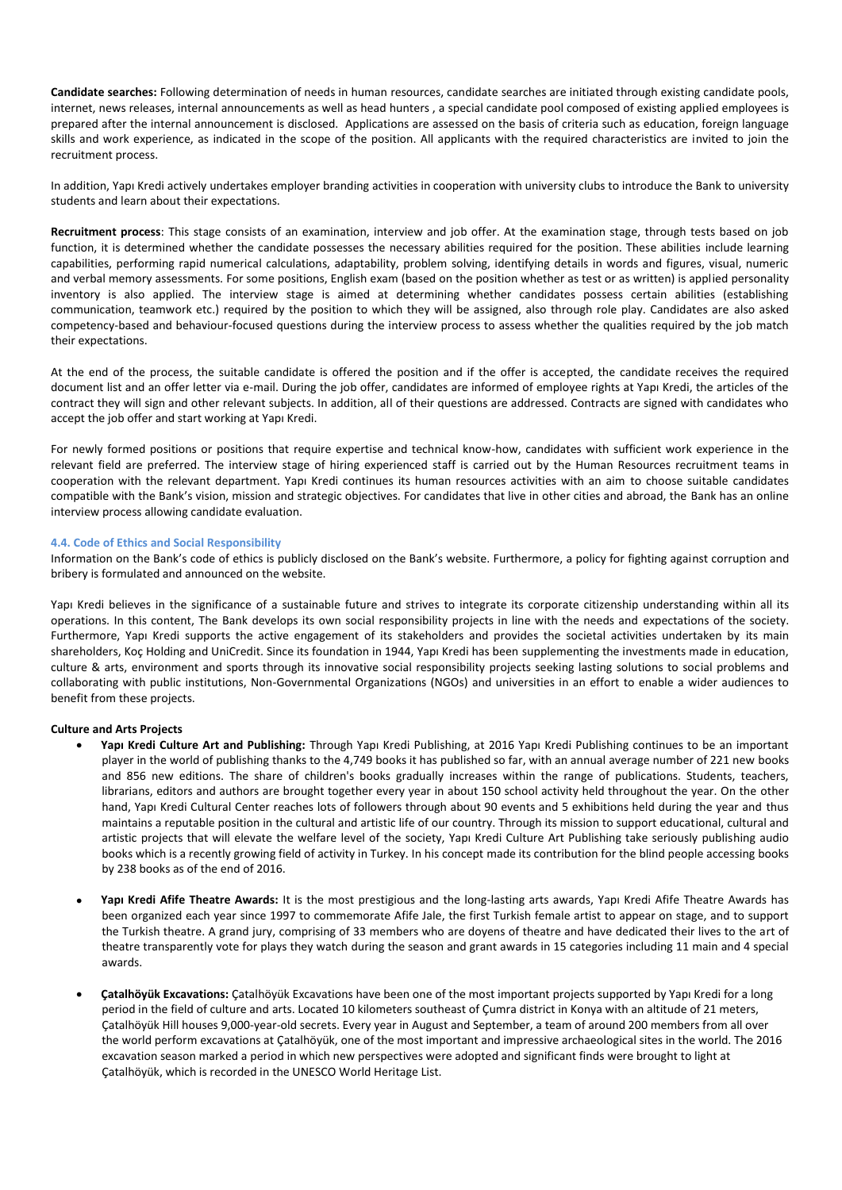**Candidate searches:** Following determination of needs in human resources, candidate searches are initiated through existing candidate pools, internet, news releases, internal announcements as well as head hunters , a special candidate pool composed of existing applied employees is prepared after the internal announcement is disclosed. Applications are assessed on the basis of criteria such as education, foreign language skills and work experience, as indicated in the scope of the position. All applicants with the required characteristics are invited to join the recruitment process.

In addition, Yapı Kredi actively undertakes employer branding activities in cooperation with university clubs to introduce the Bank to university students and learn about their expectations.

**Recruitment process**: This stage consists of an examination, interview and job offer. At the examination stage, through tests based on job function, it is determined whether the candidate possesses the necessary abilities required for the position. These abilities include learning capabilities, performing rapid numerical calculations, adaptability, problem solving, identifying details in words and figures, visual, numeric and verbal memory assessments. For some positions, English exam (based on the position whether as test or as written) is applied personality inventory is also applied. The interview stage is aimed at determining whether candidates possess certain abilities (establishing communication, teamwork etc.) required by the position to which they will be assigned, also through role play. Candidates are also asked competency-based and behaviour-focused questions during the interview process to assess whether the qualities required by the job match their expectations.

At the end of the process, the suitable candidate is offered the position and if the offer is accepted, the candidate receives the required document list and an offer letter via e-mail. During the job offer, candidates are informed of employee rights at Yapı Kredi, the articles of the contract they will sign and other relevant subjects. In addition, all of their questions are addressed. Contracts are signed with candidates who accept the job offer and start working at Yapı Kredi.

For newly formed positions or positions that require expertise and technical know-how, candidates with sufficient work experience in the relevant field are preferred. The interview stage of hiring experienced staff is carried out by the Human Resources recruitment teams in cooperation with the relevant department. Yapı Kredi continues its human resources activities with an aim to choose suitable candidates compatible with the Bank's vision, mission and strategic objectives. For candidates that live in other cities and abroad, the Bank has an online interview process allowing candidate evaluation.

### 4.4. Code of Ethics and Social Responsibility

Information on the Bank's code of ethics is publicly disclosed on the Bank's website. Furthermore, a policy for fighting against corruption and bribery is formulated and announced on the website.

Yapı Kredi believes in the significance of a sustainable future and strives to integrate its corporate citizenship understanding within all its operations. In this content, The Bank develops its own social responsibility projects in line with the needs and expectations of the society. Furthermore, Yapı Kredi supports the active engagement of its stakeholders and provides the societal activities undertaken by its main shareholders, Koç Holding and UniCredit. Since its foundation in 1944, Yapı Kredi has been supplementing the investments made in education, culture & arts, environment and sports through its innovative social responsibility projects seeking lasting solutions to social problems and collaborating with public institutions, Non-Governmental Organizations (NGOs) and universities in an effort to enable a wider audiences to benefit from these projects.

**Culture and Arts Projects**

- **Yapı Kredi Culture Art and Publishing:** Through Yapı Kredi Publishing, at 2016 Yapı Kredi Publishing continues to be an important player in the world of publishing thanks to the 4,749 books it has published so far, with an annual average number of 221 new books and 856 new editions. The share of children's books gradually increases within the range of publications. Students, teachers, librarians, editors and authors are brought together every year in about 150 school activity held throughout the year. On the other hand, Yapı Kredi Cultural Center reaches lots of followers through about 90 events and 5 exhibitions held during the year and thus maintains a reputable position in the cultural and artistic life of our country. Through its mission to support educational, cultural and artistic projects that will elevate the welfare level of the society, Yapı Kredi Culture Art Publishing take seriously publishing audio books which is a recently growing field of activity in Turkey. In his concept made its contribution for the blind people accessing books by 238 books as of the end of 2016.

- **Yapı Kredi Afife Theatre Awards:** It is the most prestigious and the long-lasting arts awards, Yapı Kredi Afife Theatre Awards has been organized each year since 1997 to commemorate Afife Jale, the first Turkish female artist to appear on stage, and to support the Turkish theatre. A grand jury, comprising of 33 members who are doyens of theatre and have dedicated their lives to the art of theatre transparently vote for plays they watch during the season and grant awards in 15 categories including 11 main and 4 special awards.

- **Çatalhöyük Excavations:** Çatalhöyük Excavations have been one of the most important projects supported by Yapı Kredi for a long period in the field of culture and arts. Located 10 kilometers southeast of Çumra district in Konya with an altitude of 21 meters, Çatalhöyük Hill houses 9,000-year-old secrets. Every year in August and September, a team of around 200 members from all over the world perform excavations at Çatalhöyük, one of the most important and impressive archaeological sites in the world. The 2016 excavation season marked a period in which new perspectives were adopted and significant finds were brought to light at Çatalhöyük, which is recorded in the UNESCO World Heritage List.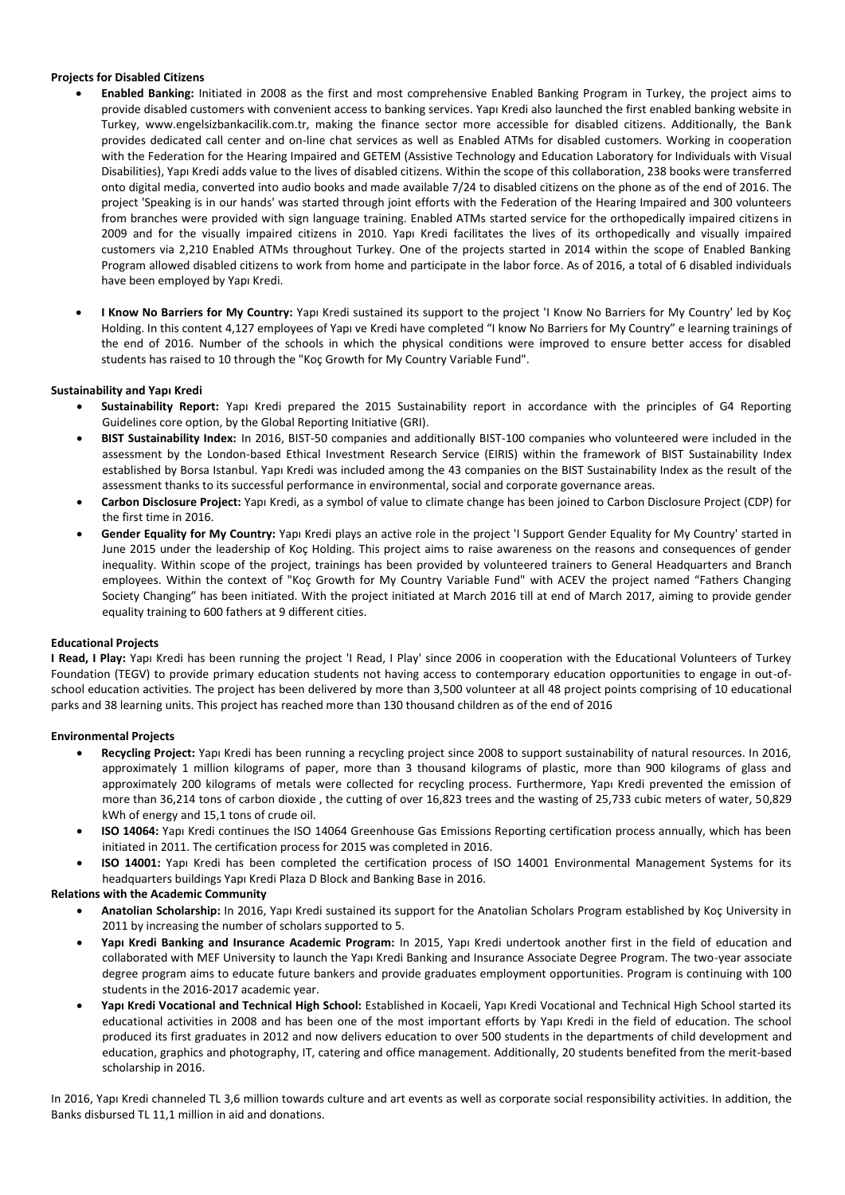**Projects for Disabled Citizens**

- **Enabled Banking:** Initiated in 2008 as the first and most comprehensive Enabled Banking Program in Turkey, the project aims to provide disabled customers with convenient access to banking services. Yapı Kredi also launched the first enabled banking website in Turkey, www.engelsizbankacilik.com.tr, making the finance sector more accessible for disabled citizens. Additionally, the Bank provides dedicated call center and on-line chat services as well as Enabled ATMs for disabled customers. Working in cooperation with the Federation for the Hearing Impaired and GETEM (Assistive Technology and Education Laboratory for Individuals with Visual Disabilities), Yapı Kredi adds value to the lives of disabled citizens. Within the scope of this collaboration, 238 books were transferred onto digital media, converted into audio books and made available 7/24 to disabled citizens on the phone as of the end of 2016. The project 'Speaking is in our hands' was started through joint efforts with the Federation of the Hearing Impaired and 300 volunteers from branches were provided with sign language training. Enabled ATMs started service for the orthopedically impaired citizens in 2009 and for the visually impaired citizens in 2010. Yapı Kredi facilitates the lives of its orthopedically and visually impaired customers via 2,210 Enabled ATMs throughout Turkey. One of the projects started in 2014 within the scope of Enabled Banking Program allowed disabled citizens to work from home and participate in the labor force. As of 2016, a total of 6 disabled individuals have been employed by Yapı Kredi.

- **I Know No Barriers for My Country:** Yapı Kredi sustained its support to the project 'I Know No Barriers for My Country' led by Koç Holding. In this content 4,127 employees of Yapı ve Kredi have completed "I know No Barriers for My Country" e learning trainings of the end of 2016. Number of the schools in which the physical conditions were improved to ensure better access for disabled students has raised to 10 through the "Koç Growth for My Country Variable Fund".

**Sustainability and Yapı Kredi**

- **Sustainability Report:** Yapı Kredi prepared the 2015 Sustainability report in accordance with the principles of G4 Reporting Guidelines core option, by the Global Reporting Initiative (GRI).
- **BIST Sustainability Index:** In 2016, BIST-50 companies and additionally BIST-100 companies who volunteered were included in the assessment by the London-based Ethical Investment Research Service (EIRIS) within the framework of BIST Sustainability Index established by Borsa Istanbul. Yapı Kredi was included among the 43 companies on the BIST Sustainability Index as the result of the assessment thanks to its successful performance in environmental, social and corporate governance areas.
- **Carbon Disclosure Project:** Yapı Kredi, as a symbol of value to climate change has been joined to Carbon Disclosure Project (CDP) for the first time in 2016.
- **Gender Equality for My Country:** Yapı Kredi plays an active role in the project 'I Support Gender Equality for My Country' started in June 2015 under the leadership of Koç Holding. This project aims to raise awareness on the reasons and consequences of gender inequality. Within scope of the project, trainings has been provided by volunteered trainers to General Headquarters and Branch employees. Within the context of "Koç Growth for My Country Variable Fund" with ACEV the project named "Fathers Changing Society Changing" has been initiated. With the project initiated at March 2016 till at end of March 2017, aiming to provide gender equality training to 600 fathers at 9 different cities.

**Educational Projects**

**I Read, I Play:** Yapı Kredi has been running the project 'I Read, I Play' since 2006 in cooperation with the Educational Volunteers of Turkey Foundation (TEGV) to provide primary education students not having access to contemporary education opportunities to engage in out-of-school education activities. The project has been delivered by more than 3,500 volunteer at all 48 project points comprising of 10 educational parks and 38 learning units. This project has reached more than 130 thousand children as of the end of 2016

**Environmental Projects**

- **Recycling Project:** Yapı Kredi has been running a recycling project since 2008 to support sustainability of natural resources. In 2016, approximately 1 million kilograms of paper, more than 3 thousand kilograms of plastic, more than 900 kilograms of glass and approximately 200 kilograms of metals were collected for recycling process. Furthermore, Yapı Kredi prevented the emission of more than 36,214 tons of carbon dioxide , the cutting of over 16,823 trees and the wasting of 25,733 cubic meters of water, 50,829 kWh of energy and 15,1 tons of crude oil.
- **ISO 14064:** Yapı Kredi continues the ISO 14064 Greenhouse Gas Emissions Reporting certification process annually, which has been initiated in 2011. The certification process for 2015 was completed in 2016.
- **ISO 14001:** Yapı Kredi has been completed the certification process of ISO 14001 Environmental Management Systems for its headquarters buildings Yapı Kredi Plaza D Block and Banking Base in 2016.

**Relations with the Academic Community**

- **Anatolian Scholarship:** In 2016, Yapı Kredi sustained its support for the Anatolian Scholars Program established by Koç University in 2011 by increasing the number of scholars supported to 5.
- **Yapı Kredi Banking and Insurance Academic Program:** In 2015, Yapı Kredi undertook another first in the field of education and collaborated with MEF University to launch the Yapı Kredi Banking and Insurance Associate Degree Program. The two-year associate degree program aims to educate future bankers and provide graduates employment opportunities. Program is continuing with 100 students in the 2016-2017 academic year.
- **Yapı Kredi Vocational and Technical High School:** Established in Kocaeli, Yapı Kredi Vocational and Technical High School started its educational activities in 2008 and has been one of the most important efforts by Yapı Kredi in the field of education. The school produced its first graduates in 2012 and now delivers education to over 500 students in the departments of child development and education, graphics and photography, IT, catering and office management. Additionally, 20 students benefited from the merit-based scholarship in 2016.

In 2016, Yapı Kredi channeled TL 3,6 million towards culture and art events as well as corporate social responsibility activities. In addition, the Banks disbursed TL 11,1 million in aid and donations.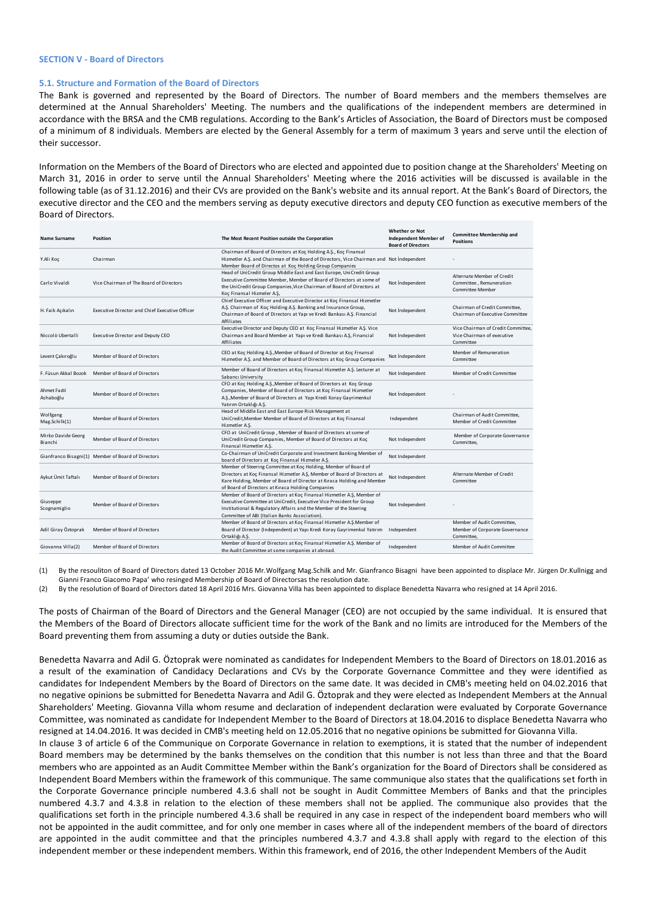## SECTION V - Board of Directors

### 5.1. Structure and Formation of the Board of Directors

The Bank is governed and represented by the Board of Directors. The number of Board members and the members themselves are determined at the Annual Shareholders' Meeting. The numbers and the qualifications of the independent members are determined in accordance with the BRSA and the CMB regulations. According to the Bank's Articles of Association, the Board of Directors must be composed of a minimum of 8 individuals. Members are elected by the General Assembly for a term of maximum 3 years and serve until the election of their successor.

Information on the Members of the Board of Directors who are elected and appointed due to position change at the Shareholders' Meeting on March 31, 2016 in order to serve until the Annual Shareholders' Meeting where the 2016 activities will be discussed is available in the following table (as of 31.12.2016) and their CVs are provided on the Bank's website and its annual report. At the Bank's Board of Directors, the executive director and the CEO and the members serving as deputy executive directors and deputy CEO function as executive members of the Board of Directors.

| Name Surname | Position | The Most Recent Position outside the Corporation | Whether or Not Independent Member of Board of Directors | Committee Membership and Positions |
|---|---|---|---|---|
| Y.Ali Koç | Chairman | Chairman of Board of Directors at Koç Holding A.Ş., Koç Finansal Hizmetler A.Ş. and Chairman of the Board of Directors, Vice Chairman and Member Board of Directos at Koç Holding Group Companies | Not İndependent | - |
| Carlo Vivaldi | Vice Chairman of The Board of Directors | Head of UniCredit Group Middle East and East Europe, UniCredit Group Executive Committee Member, Member of Board of Directors at some of the UniCredit Group Companies,Vice Chairman of Board of Directors at Koç Finansal Hizmeler A.Ş, | Not İndependent | Alternate Member of Credit Committee , Remuneration Committee Member |
| H. Faik Açıkalın | Executive Director and Chief Executive Officer | Chief Executive Officer and Executive Director at Koç Finansal Hizmetler A.Ş. Chairman of Koç Holding A.Ş. Banking and Insurance Group, Chairman of Board of Directors at Yapı ve Kredi Bankası A.Ş. Financial Affiliates | Not İndependent | Chairman of Credit Committee, Chairman of Executive Committee |
| Niccolò Ubertalli | Executive Director and Deputy CEO | Executive Director and Deputy CEO at Koç Finansal Hizmetler AŞ. Vice Chairman and Board Member at Yapı ve Kredi Bankası A.Ş, Financial Affiliates | Not İndependent | Vice Chairman of Credit Committee, Vice Chairman of executive Committee |
| Levent Çakıroğlu | Member of Board of Directors | CEO at Koç Holding A.Ş.,Member of Board of Director at Koç Finansal Hizmetler A.Ş. and Member of Board of Directors at Koç Group Companies | Not İndependent | Member of Remuneration Committee |
| F. Füsun Akkal Bozok | Member of Board of Directors | Member of Board of Directors at Koç Finansal Hizmetler A.Ş. Lecturer at Sabancı University | Not İndependent | Member of Credit Committee |
| Ahmet Fadıl Ashaboğlu | Member of Board of Directors | CFO at Koç Holding A.Ş.,Member of Board of Directors at Koç Group Companies, Member of Board of Directors at Koç Finansal Hizmetler A.Ş.,Member of Board of Directors at Yapı Kredi Koray Gayrimenkul Yatırım Ortaklığı A.Ş. | Not İndependent | - |
| Wolfgang Mag.Schilk(1) | Member of Board of Directors | Head of Middle East and East Europe Risk Management at UniCredit,Member Member of Board of Directors at Koç Finansal Hizmetler A.Ş. | Independent | Chairman of Audit Committee, Member of Credit Committee |
| Mirko Davide Georg Bianchi | Member of Board of Directors | CFO at UniCredit Group , Member of Board of Directors at some of UniCredit Group Companies, Member of Board of Directors at Koç Finansal Hizmetler A.Ş. | Not İndependent | Member of Corporate Governance Committee, |
| Gianfranco Bisagni(1) | Member of Board of Directors | Co-Chairman of UniCredit Corporate and Investment Banking Member of board of Directors at Koç Finansal Hizmeler A.Ş. | Not İndependent | |
| Aykut Ümit Taftalı | Member of Board of Directors | Member of Steering Committee at Koç Holding, Member of Board of Directors at Koç Finansal Hizmetler A.Ş, Member of Board of Directors at Kare Holding, Member of Board of Director at Kıraca Holding and Member of Board of Directors at Kıraca Holding Companies | Not İndependent | Alternate Member of Credit Committee |
| Giuseppe Scognamiglio | Member of Board of Directors | Member of Board of Directors at Koç Finansal Hizmetler A.Ş, Member of Executive Committee at UniCredit, Executive Vice President for Group Institutional & Regulatory Affairs and the Member of the Steering Committee of ABI (Italian Banks Association). | Not İndependent | - |
| Adil Giray Öztoprak | Member of Board of Directors | Member of Board of Directors at Koç Finansal Hizmetler A.Ş.Member of Board of Director (Independent) at Yapı Kredi Koray Gayrimenkul Yatırım Ortaklığı A.Ş. | Independent | Member of Audit Committee, Member of Corporate Governance Committee, |
| Giovanna Villa(2) | Member of Board of Directors | Member of Board of Directors at Koç Finansal Hizmetler A.Ş. Member of the Audit Committee at some companies at abroad. | Independent | Member of Audit Committee |

(1) By the resouliton of Board of Directors dated 13 October 2016 Mr.Wolfgang Mag.Schilk and Mr. Gianfranco Bisagni have been appointed to displace Mr. Jürgen Dr.Kullnigg and Gianni Franco Giacomo Papa' who resinged Membership of Board of Directorsas the resolution date.

(2) By the resolution of Board of Directors dated 18 April 2016 Mrs. Giovanna Villa has been appointed to displace Benedetta Navarra who resigned at 14 April 2016.

The posts of Chairman of the Board of Directors and the General Manager (CEO) are not occupied by the same individual. It is ensured that the Members of the Board of Directors allocate sufficient time for the work of the Bank and no limits are introduced for the Members of the Board preventing them from assuming a duty or duties outside the Bank.

Benedetta Navarra and Adil G. Öztoprak were nominated as candidates for Independent Members to the Board of Directors on 18.01.2016 as a result of the examination of Candidacy Declarations and CVs by the Corporate Governance Committee and they were identified as candidates for Independent Members by the Board of Directors on the same date. It was decided in CMB's meeting held on 04.02.2016 that no negative opinions be submitted for Benedetta Navarra and Adil G. Öztoprak and they were elected as Independent Members at the Annual Shareholders' Meeting. Giovanna Villa whom resume and declaration of independent declaration were evaluated by Corporate Governance Committee, was nominated as candidate for Independent Member to the Board of Directors at 18.04.2016 to displace Benedetta Navarra who resigned at 14.04.2016. It was decided in CMB's meeting held on 12.05.2016 that no negative opinions be submitted for Giovanna Villa.

In clause 3 of article 6 of the Communique on Corporate Governance in relation to exemptions, it is stated that the number of independent Board members may be determined by the banks themselves on the condition that this number is not less than three and that the Board members who are appointed as an Audit Committee Member within the Bank's organization for the Board of Directors shall be considered as Independent Board Members within the framework of this communique. The same communique also states that the qualifications set forth in the Corporate Governance principle numbered 4.3.6 shall not be sought in Audit Committee Members of Banks and that the principles numbered 4.3.7 and 4.3.8 in relation to the election of these members shall not be applied. The communique also provides that the qualifications set forth in the principle numbered 4.3.6 shall be required in any case in respect of the independent board members who will not be appointed in the audit committee, and for only one member in cases where all of the independent members of the board of directors are appointed in the audit committee and that the principles numbered 4.3.7 and 4.3.8 shall apply with regard to the election of this independent member or these independent members. Within this framework, end of 2016, the other Independent Members of the Audit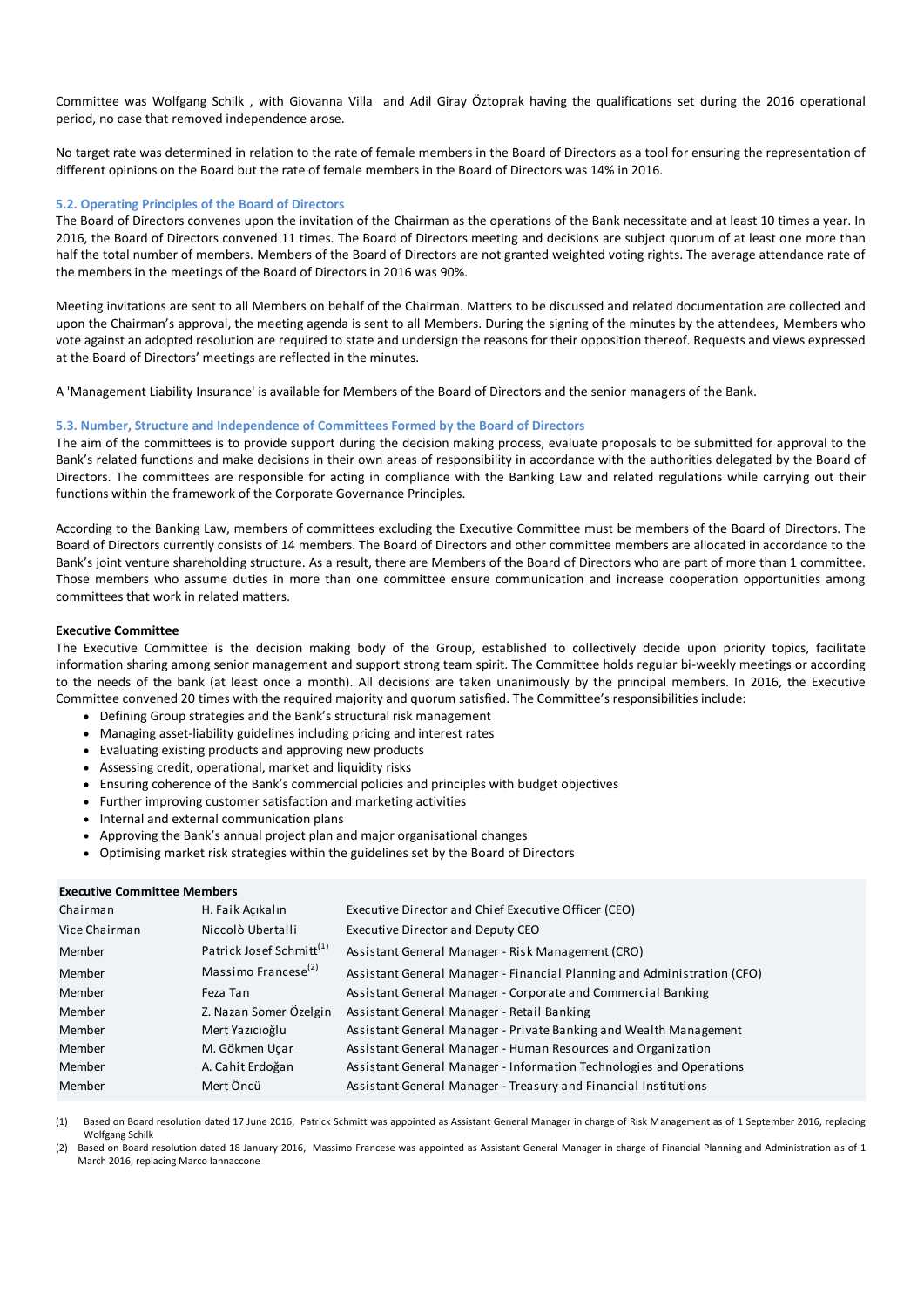Committee was Wolfgang Schilk , with Giovanna Villa and Adil Giray Öztoprak having the qualifications set during the 2016 operational period, no case that removed independence arose.

No target rate was determined in relation to the rate of female members in the Board of Directors as a tool for ensuring the representation of different opinions on the Board but the rate of female members in the Board of Directors was 14% in 2016.

### 5.2. Operating Principles of the Board of Directors

The Board of Directors convenes upon the invitation of the Chairman as the operations of the Bank necessitate and at least 10 times a year. In 2016, the Board of Directors convened 11 times. The Board of Directors meeting and decisions are subject quorum of at least one more than half the total number of members. Members of the Board of Directors are not granted weighted voting rights. The average attendance rate of the members in the meetings of the Board of Directors in 2016 was 90%.

Meeting invitations are sent to all Members on behalf of the Chairman. Matters to be discussed and related documentation are collected and upon the Chairman's approval, the meeting agenda is sent to all Members. During the signing of the minutes by the attendees, Members who vote against an adopted resolution are required to state and undersign the reasons for their opposition thereof. Requests and views expressed at the Board of Directors' meetings are reflected in the minutes.

A 'Management Liability Insurance' is available for Members of the Board of Directors and the senior managers of the Bank.

### 5.3. Number, Structure and Independence of Committees Formed by the Board of Directors

The aim of the committees is to provide support during the decision making process, evaluate proposals to be submitted for approval to the Bank's related functions and make decisions in their own areas of responsibility in accordance with the authorities delegated by the Board of Directors. The committees are responsible for acting in compliance with the Banking Law and related regulations while carrying out their functions within the framework of the Corporate Governance Principles.

According to the Banking Law, members of committees excluding the Executive Committee must be members of the Board of Directors. The Board of Directors currently consists of 14 members. The Board of Directors and other committee members are allocated in accordance to the Bank's joint venture shareholding structure. As a result, there are Members of the Board of Directors who are part of more than 1 committee. Those members who assume duties in more than one committee ensure communication and increase cooperation opportunities among committees that work in related matters.

**Executive Committee**

The Executive Committee is the decision making body of the Group, established to collectively decide upon priority topics, facilitate information sharing among senior management and support strong team spirit. The Committee holds regular bi-weekly meetings or according to the needs of the bank (at least once a month). All decisions are taken unanimously by the principal members. In 2016, the Executive Committee convened 20 times with the required majority and quorum satisfied. The Committee's responsibilities include:

- Defining Group strategies and the Bank's structural risk management
- Managing asset-liability guidelines including pricing and interest rates
- Evaluating existing products and approving new products
- Assessing credit, operational, market and liquidity risks
- Ensuring coherence of the Bank's commercial policies and principles with budget objectives
- Further improving customer satisfaction and marketing activities
- Internal and external communication plans
- Approving the Bank's annual project plan and major organisational changes
- Optimising market risk strategies within the guidelines set by the Board of Directors

| **Executive Committee Members** | | |
|---|---|---|
| Chairman | H. Faik Açıkalın | Executive Director and Chief Executive Officer (CEO) |
| Vice Chairman | Niccolò Ubertalli | Executive Director and Deputy CEO |
| Member | Patrick Josef Schmitt[(1)] | Assistant General Manager - Risk Management (CRO) |
| Member | Massimo Francese[(2)] | Assistant General Manager - Financial Planning and Administration (CFO) |
| Member | Feza Tan | Assistant General Manager - Corporate and Commercial Banking |
| Member | Z. Nazan Somer Özelgin | Assistant General Manager - Retail Banking |
| Member | Mert Yazıcıoğlu | Assistant General Manager - Private Banking and Wealth Management |
| Member | M. Gökmen Uçar | Assistant General Manager - Human Resources and Organization |
| Member | A. Cahit Erdoğan | Assistant General Manager - Information Technologies and Operations |
| Member | Mert Öncü | Assistant General Manager - Treasury and Financial Institutions |

(1) Based on Board resolution dated 17 June 2016, Patrick Schmitt was appointed as Assistant General Manager in charge of Risk Management as of 1 September 2016, replacing Wolfgang Schilk

(2) Based on Board resolution dated 18 January 2016, Massimo Francese was appointed as Assistant General Manager in charge of Financial Planning and Administration as of 1 March 2016, replacing Marco Iannaccone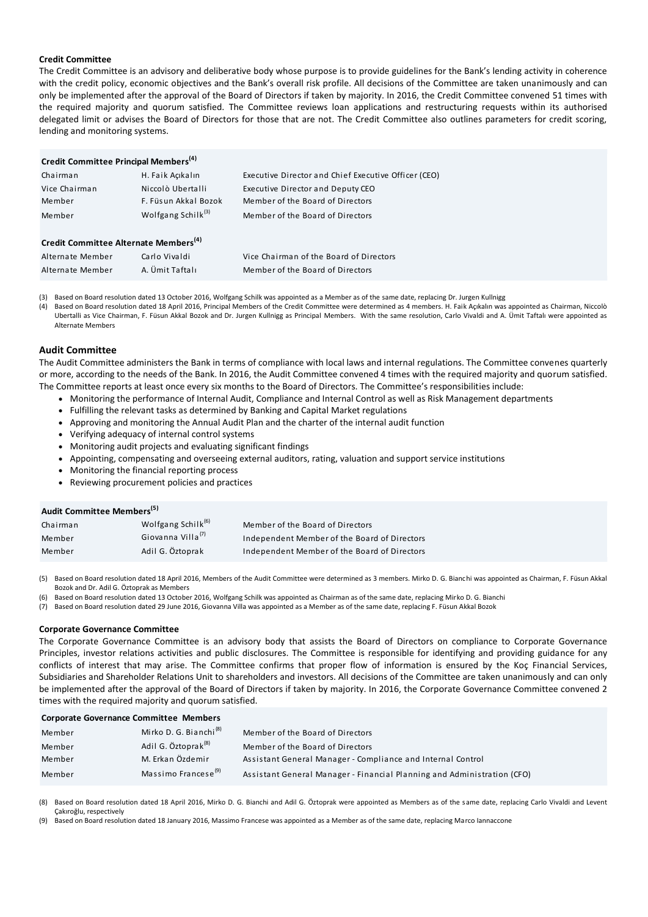### Credit Committee

The Credit Committee is an advisory and deliberative body whose purpose is to provide guidelines for the Bank's lending activity in coherence with the credit policy, economic objectives and the Bank's overall risk profile. All decisions of the Committee are taken unanimously and can only be implemented after the approval of the Board of Directors if taken by majority. In 2016, the Credit Committee convened 51 times with the required majority and quorum satisfied. The Committee reviews loan applications and restructuring requests within its authorised delegated limit or advises the Board of Directors for those that are not. The Credit Committee also outlines parameters for credit scoring, lending and monitoring systems.

| Credit Committee Principal Members[4] | | |
|---|---|---|
| Chairman | H. Faik Açıkalın | Executive Director and Chief Executive Officer (CEO) |
| Vice Chairman | Niccolò Ubertalli | Executive Director and Deputy CEO |
| Member | F. Füsun Akkal Bozok | Member of the Board of Directors |
| Member | Wolfgang Schilk[3] | Member of the Board of Directors |
| **Credit Committee Alternate Members[4]** | | |
| Alternate Member | Carlo Vivaldi | Vice Chairman of the Board of Directors |
| Alternate Member | A. Ümit Taftalı | Member of the Board of Directors |

(3) Based on Board resolution dated 13 October 2016, Wolfgang Schilk was appointed as a Member as of the same date, replacing Dr. Jurgen Kullnigg

(4) Based on Board resolution dated 18 April 2016, Principal Members of the Credit Committee were determined as 4 members. H. Faik Açıkalın was appointed as Chairman, Niccolò Ubertalli as Vice Chairman, F. Füsun Akkal Bozok and Dr. Jurgen Kullnigg as Principal Members. With the same resolution, Carlo Vivaldi and A. Ümit Taftalı were appointed as Alternate Members

### Audit Committee

The Audit Committee administers the Bank in terms of compliance with local laws and internal regulations. The Committee convenes quarterly or more, according to the needs of the Bank. In 2016, the Audit Committee convened 4 times with the required majority and quorum satisfied. The Committee reports at least once every six months to the Board of Directors. The Committee's responsibilities include:

- Monitoring the performance of Internal Audit, Compliance and Internal Control as well as Risk Management departments
- Fulfilling the relevant tasks as determined by Banking and Capital Market regulations
- Approving and monitoring the Annual Audit Plan and the charter of the internal audit function
- Verifying adequacy of internal control systems
- Monitoring audit projects and evaluating significant findings
- Appointing, compensating and overseeing external auditors, rating, valuation and support service institutions
- Monitoring the financial reporting process
- Reviewing procurement policies and practices

| Audit Committee Members[5] | | |
|---|---|---|
| Chairman | Wolfgang Schilk[6] | Member of the Board of Directors |
| Member | Giovanna Villa[7] | Independent Member of the Board of Directors |
| Member | Adil G. Öztoprak | Independent Member of the Board of Directors |

(5) Based on Board resolution dated 18 April 2016, Members of the Audit Committee were determined as 3 members. Mirko D. G. Bianchi was appointed as Chairman, F. Füsun Akkal Bozok and Dr. Adil G. Öztoprak as Members

(6) Based on Board resolution dated 13 October 2016, Wolfgang Schilk was appointed as Chairman as of the same date, replacing Mirko D. G. Bianchi

(7) Based on Board resolution dated 29 June 2016, Giovanna Villa was appointed as a Member as of the same date, replacing F. Füsun Akkal Bozok

### Corporate Governance Committee

The Corporate Governance Committee is an advisory body that assists the Board of Directors on compliance to Corporate Governance Principles, investor relations activities and public disclosures. The Committee is responsible for identifying and providing guidance for any conflicts of interest that may arise. The Committee confirms that proper flow of information is ensured by the Koç Financial Services, Subsidiaries and Shareholder Relations Unit to shareholders and investors. All decisions of the Committee are taken unanimously and can only be implemented after the approval of the Board of Directors if taken by majority. In 2016, the Corporate Governance Committee convened 2 times with the required majority and quorum satisfied.

| Corporate Governance Committee Members | | |
|---|---|---|
| Member | Mirko D. G. Bianchi[8] | Member of the Board of Directors |
| Member | Adil G. Öztoprak[8] | Member of the Board of Directors |
| Member | M. Erkan Özdemir | Assistant General Manager - Compliance and Internal Control |
| Member | Massimo Francese[9] | Assistant General Manager - Financial Planning and Administration (CFO) |

(8) Based on Board resolution dated 18 April 2016, Mirko D. G. Bianchi and Adil G. Öztoprak were appointed as Members as of the same date, replacing Carlo Vivaldi and Levent Çakıroğlu, respectively

(9) Based on Board resolution dated 18 January 2016, Massimo Francese was appointed as a Member as of the same date, replacing Marco Iannaccone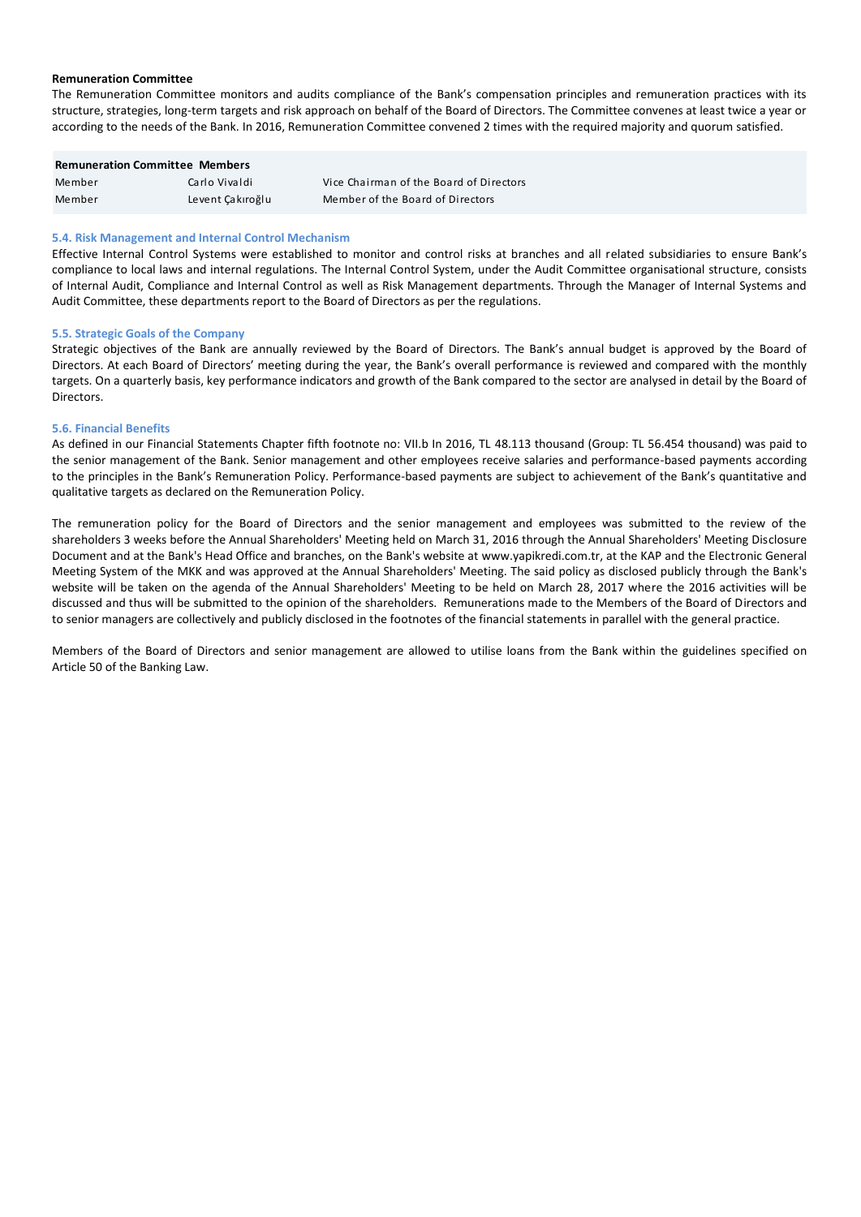**Remuneration Committee**

The Remuneration Committee monitors and audits compliance of the Bank's compensation principles and remuneration practices with its structure, strategies, long-term targets and risk approach on behalf of the Board of Directors. The Committee convenes at least twice a year or according to the needs of the Bank. In 2016, Remuneration Committee convened 2 times with the required majority and quorum satisfied.

| **Remuneration Committee Members** | | |
|---|---|---|
| Member | Carlo Vivaldi | Vice Chairman of the Board of Directors |
| Member | Levent Çakıroğlu | Member of the Board of Directors |

### 5.4. Risk Management and Internal Control Mechanism

Effective Internal Control Systems were established to monitor and control risks at branches and all related subsidiaries to ensure Bank's compliance to local laws and internal regulations. The Internal Control System, under the Audit Committee organisational structure, consists of Internal Audit, Compliance and Internal Control as well as Risk Management departments. Through the Manager of Internal Systems and Audit Committee, these departments report to the Board of Directors as per the regulations.

### 5.5. Strategic Goals of the Company

Strategic objectives of the Bank are annually reviewed by the Board of Directors. The Bank's annual budget is approved by the Board of Directors. At each Board of Directors' meeting during the year, the Bank's overall performance is reviewed and compared with the monthly targets. On a quarterly basis, key performance indicators and growth of the Bank compared to the sector are analysed in detail by the Board of Directors.

### 5.6. Financial Benefits

As defined in our Financial Statements Chapter fifth footnote no: VII.b In 2016, TL 48.113 thousand (Group: TL 56.454 thousand) was paid to the senior management of the Bank. Senior management and other employees receive salaries and performance-based payments according to the principles in the Bank's Remuneration Policy. Performance-based payments are subject to achievement of the Bank's quantitative and qualitative targets as declared on the Remuneration Policy.

The remuneration policy for the Board of Directors and the senior management and employees was submitted to the review of the shareholders 3 weeks before the Annual Shareholders' Meeting held on March 31, 2016 through the Annual Shareholders' Meeting Disclosure Document and at the Bank's Head Office and branches, on the Bank's website at www.yapikredi.com.tr, at the KAP and the Electronic General Meeting System of the MKK and was approved at the Annual Shareholders' Meeting. The said policy as disclosed publicly through the Bank's website will be taken on the agenda of the Annual Shareholders' Meeting to be held on March 28, 2017 where the 2016 activities will be discussed and thus will be submitted to the opinion of the shareholders. Remunerations made to the Members of the Board of Directors and to senior managers are collectively and publicly disclosed in the footnotes of the financial statements in parallel with the general practice.

Members of the Board of Directors and senior management are allowed to utilise loans from the Bank within the guidelines specified on Article 50 of the Banking Law.